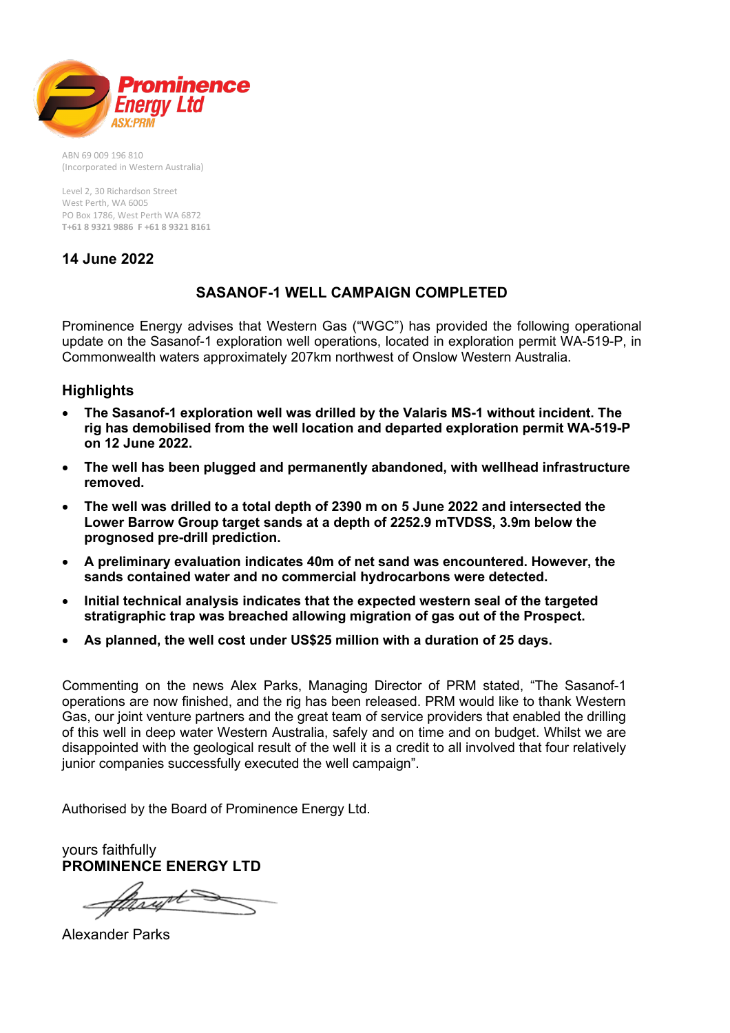**Prominence Energy Ltd**
ASX:PRM

ABN 69 009 196 810
(Incorporated in Western Australia)

Level 2, 30 Richardson Street
West Perth, WA 6005
PO Box 1786, West Perth WA 6872
**T+61 8 9321 9886 F +61 8 9321 8161**

**14 June 2022**

# SASANOF-1 WELL CAMPAIGN COMPLETED

Prominence Energy advises that Western Gas ("WGC") has provided the following operational update on the Sasanof-1 exploration well operations, located in exploration permit WA-519-P, in Commonwealth waters approximately 207km northwest of Onslow Western Australia.

## Highlights

- **The Sasanof-1 exploration well was drilled by the Valaris MS-1 without incident. The rig has demobilised from the well location and departed exploration permit WA-519-P on 12 June 2022.**
- **The well has been plugged and permanently abandoned, with wellhead infrastructure removed.**
- **The well was drilled to a total depth of 2390 m on 5 June 2022 and intersected the Lower Barrow Group target sands at a depth of 2252.9 mTVDSS, 3.9m below the prognosed pre-drill prediction.**
- **A preliminary evaluation indicates 40m of net sand was encountered. However, the sands contained water and no commercial hydrocarbons were detected.**
- **Initial technical analysis indicates that the expected western seal of the targeted stratigraphic trap was breached allowing migration of gas out of the Prospect.**
- **As planned, the well cost under US$25 million with a duration of 25 days.**

Commenting on the news Alex Parks, Managing Director of PRM stated, "The Sasanof-1 operations are now finished, and the rig has been released. PRM would like to thank Western Gas, our joint venture partners and the great team of service providers that enabled the drilling of this well in deep water Western Australia, safely and on time and on budget. Whilst we are disappointed with the geological result of the well it is a credit to all involved that four relatively junior companies successfully executed the well campaign".

Authorised by the Board of Prominence Energy Ltd.

yours faithfully
**PROMINENCE ENERGY LTD**

Alexander Parks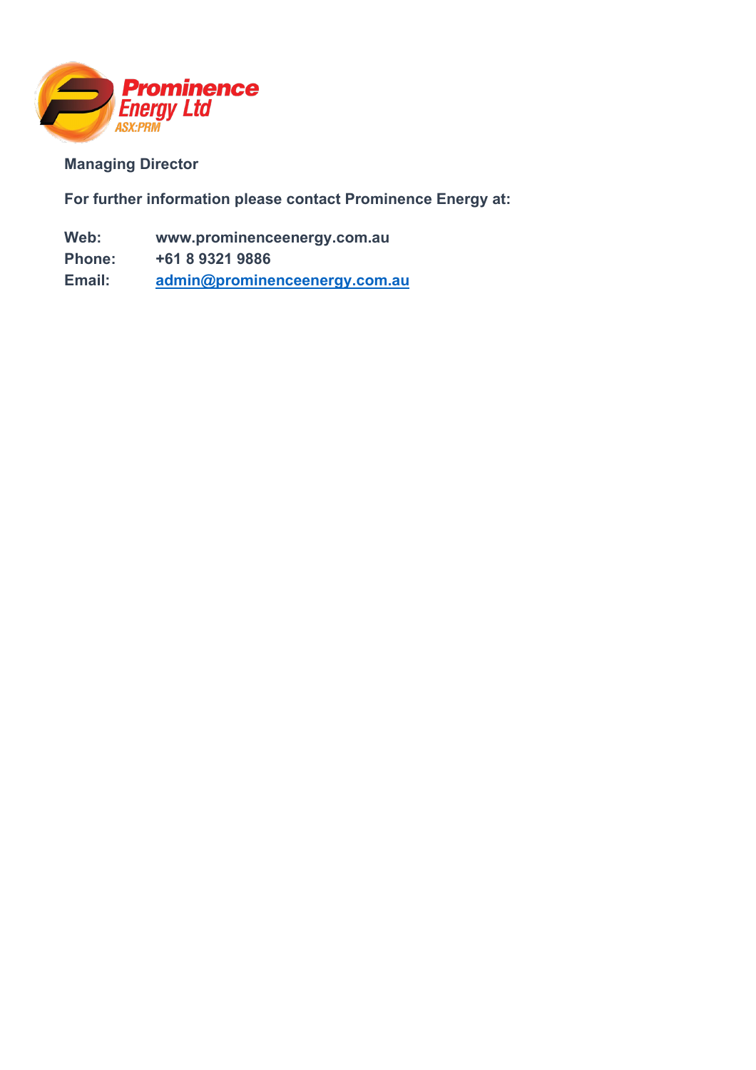**Managing Director**

**For further information please contact Prominence Energy at:**

| | |
|---|---|
| **Web:** | **www.prominenceenergy.com.au** |
| **Phone:** | **+61 8 9321 9886** |
| **Email:** | **admin@prominenceenergy.com.au** |